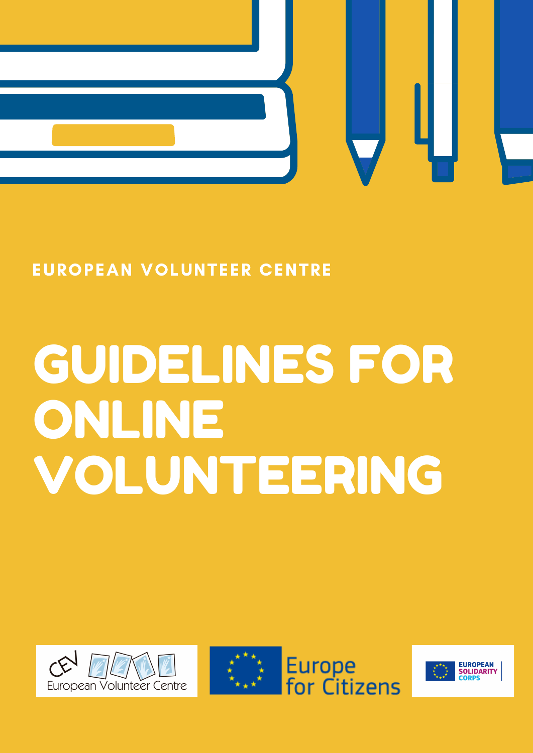EUROPEAN VOLUNTEER CENTRE

# GUIDELINES FOR ONLINE VOLUNTEERING

CEV European Volunteer Centre

Europe for Citizens

EUROPEAN SOLIDARITY CORPS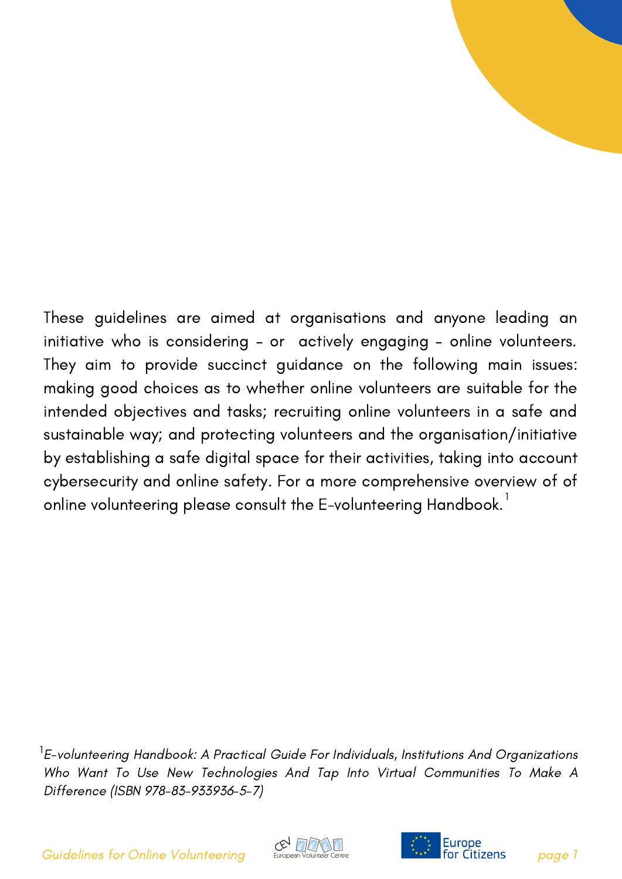These guidelines are aimed at organisations and anyone leading an initiative who is considering - or actively engaging - online volunteers. They aim to provide succinct guidance on the following main issues: making good choices as to whether online volunteers are suitable for the intended objectives and tasks; recruiting online volunteers in a safe and sustainable way; and protecting volunteers and the organisation/initiative by establishing a safe digital space for their activities, taking into account cybersecurity and online safety. For a more comprehensive overview of of online volunteering please consult the E-volunteering Handbook.[1]

[1] *E-volunteering Handbook: A Practical Guide For Individuals, Institutions And Organizations Who Want To Use New Technologies And Tap Into Virtual Communities To Make A Difference (ISBN 978-83-933936-5-7)*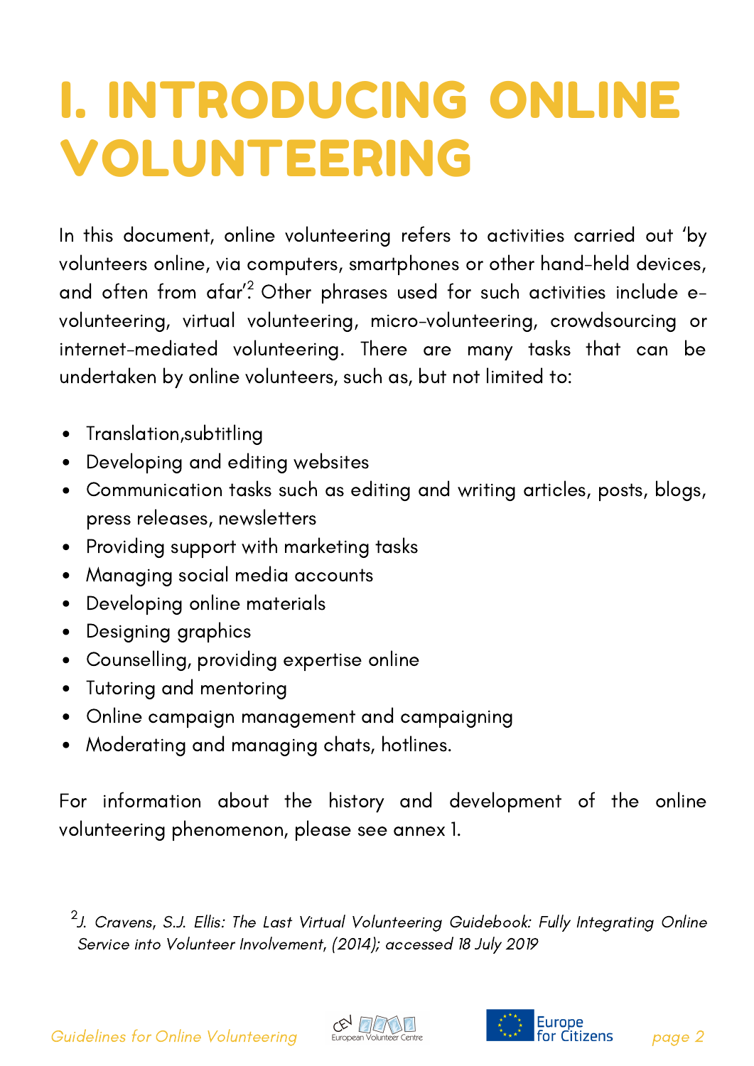# I. INTRODUCING ONLINE VOLUNTEERING

In this document, online volunteering refers to activities carried out 'by volunteers online, via computers, smartphones or other hand-held devices, and often from afar'.[2] Other phrases used for such activities include e-volunteering, virtual volunteering, micro-volunteering, crowdsourcing or internet-mediated volunteering. There are many tasks that can be undertaken by online volunteers, such as, but not limited to:

- Translation,subtitling
- Developing and editing websites
- Communication tasks such as editing and writing articles, posts, blogs, press releases, newsletters
- Providing support with marketing tasks
- Managing social media accounts
- Developing online materials
- Designing graphics
- Counselling, providing expertise online
- Tutoring and mentoring
- Online campaign management and campaigning
- Moderating and managing chats, hotlines.

For information about the history and development of the online volunteering phenomenon, please see annex 1.

[2] *J. Cravens, S.J. Ellis: The Last Virtual Volunteering Guidebook: Fully Integrating Online Service into Volunteer Involvement, (2014); accessed 18 July 2019*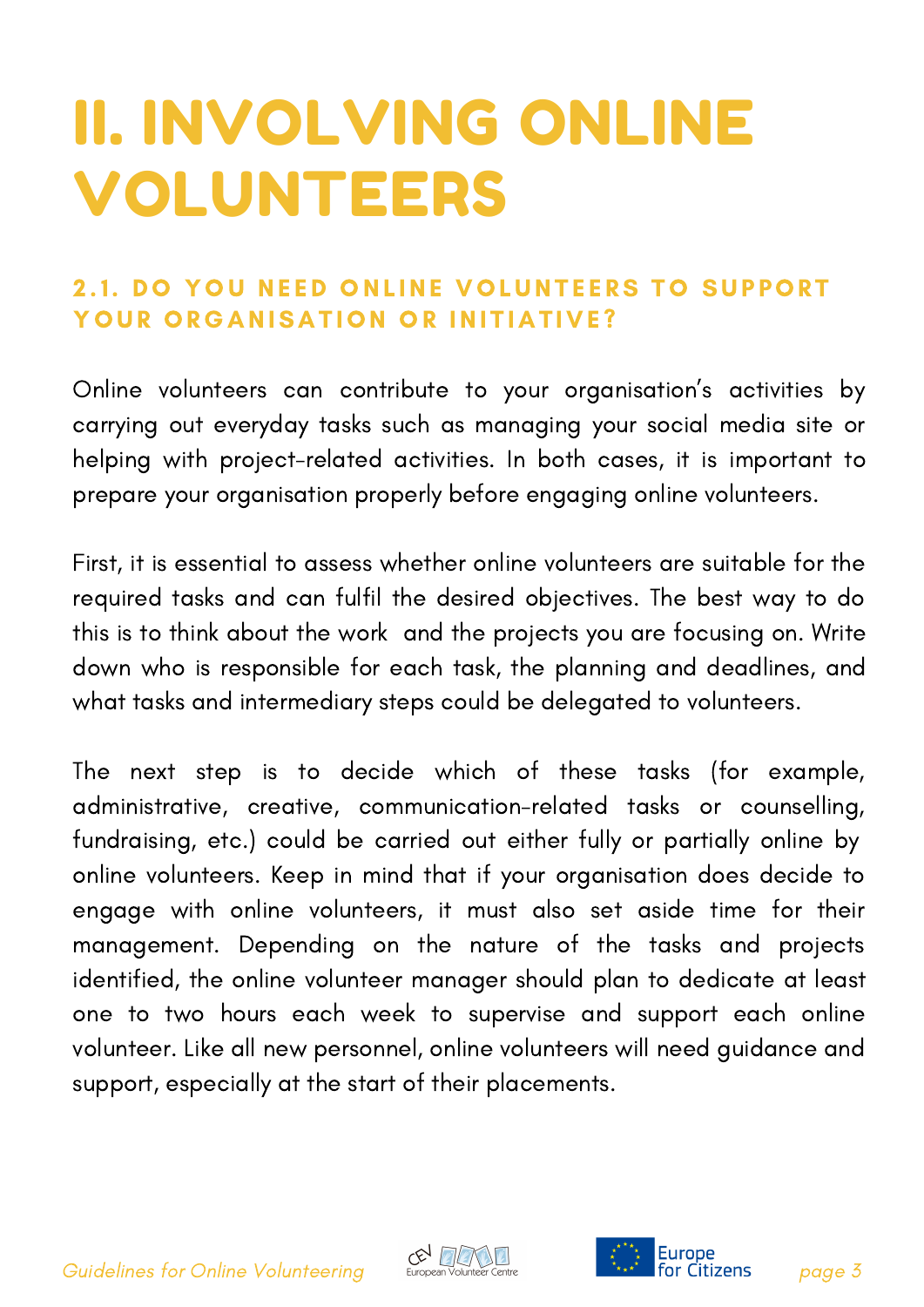# II. INVOLVING ONLINE VOLUNTEERS

## 2.1. DO YOU NEED ONLINE VOLUNTEERS TO SUPPORT YOUR ORGANISATION OR INITIATIVE?

Online volunteers can contribute to your organisation's activities by carrying out everyday tasks such as managing your social media site or helping with project-related activities. In both cases, it is important to prepare your organisation properly before engaging online volunteers.

First, it is essential to assess whether online volunteers are suitable for the required tasks and can fulfil the desired objectives. The best way to do this is to think about the work and the projects you are focusing on. Write down who is responsible for each task, the planning and deadlines, and what tasks and intermediary steps could be delegated to volunteers.

The next step is to decide which of these tasks (for example, administrative, creative, communication-related tasks or counselling, fundraising, etc.) could be carried out either fully or partially online by online volunteers. Keep in mind that if your organisation does decide to engage with online volunteers, it must also set aside time for their management. Depending on the nature of the tasks and projects identified, the online volunteer manager should plan to dedicate at least one to two hours each week to supervise and support each online volunteer. Like all new personnel, online volunteers will need guidance and support, especially at the start of their placements.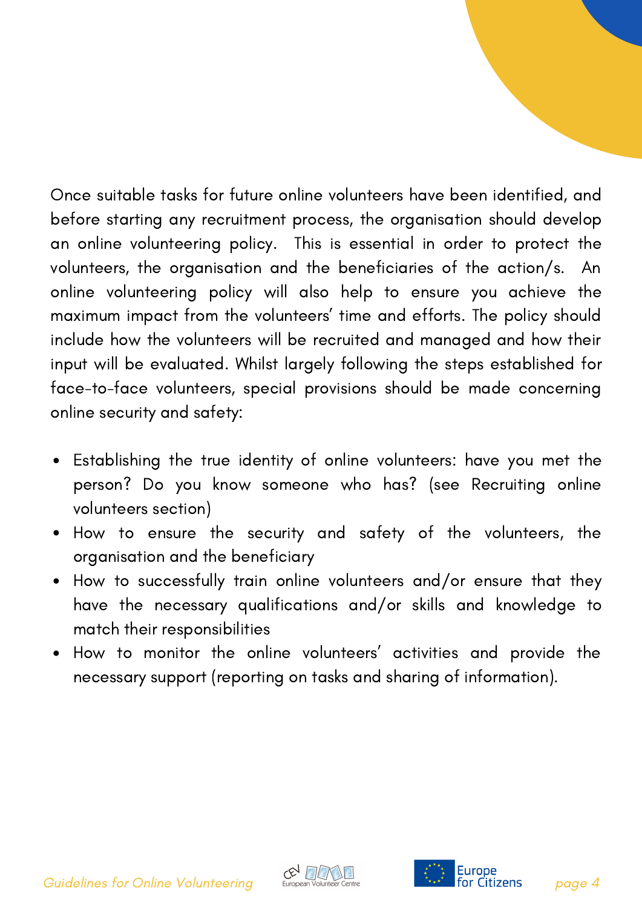Once suitable tasks for future online volunteers have been identified, and before starting any recruitment process, the organisation should develop an online volunteering policy.  This is essential in order to protect the volunteers, the organisation and the beneficiaries of the action/s.  An online volunteering policy will also help to ensure you achieve the maximum impact from the volunteers' time and efforts. The policy should include how the volunteers will be recruited and managed and how their input will be evaluated. Whilst largely following the steps established for face-to-face volunteers, special provisions should be made concerning online security and safety:

- Establishing the true identity of online volunteers: have you met the person? Do you know someone who has? (see Recruiting online volunteers section)
- How to ensure the security and safety of the volunteers, the organisation and the beneficiary
- How to successfully train online volunteers and/or ensure that they have the necessary qualifications and/or skills and knowledge to match their responsibilities
- How to monitor the online volunteers' activities and provide the necessary support (reporting on tasks and sharing of information).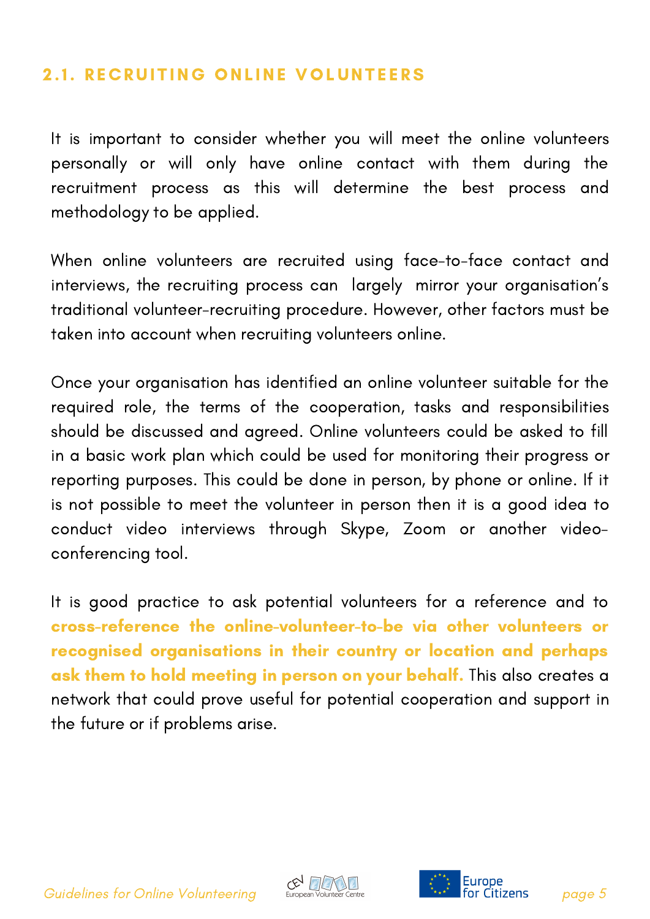## 2.1. RECRUITING ONLINE VOLUNTEERS

It is important to consider whether you will meet the online volunteers personally or will only have online contact with them during the recruitment process as this will determine the best process and methodology to be applied.

When online volunteers are recruited using face-to-face contact and interviews, the recruiting process can largely mirror your organisation's traditional volunteer-recruiting procedure. However, other factors must be taken into account when recruiting volunteers online.

Once your organisation has identified an online volunteer suitable for the required role, the terms of the cooperation, tasks and responsibilities should be discussed and agreed. Online volunteers could be asked to fill in a basic work plan which could be used for monitoring their progress or reporting purposes. This could be done in person, by phone or online. If it is not possible to meet the volunteer in person then it is a good idea to conduct video interviews through Skype, Zoom or another video-conferencing tool.

It is good practice to ask potential volunteers for a reference and to **cross-reference the online-volunteer-to-be via other volunteers or recognised organisations in their country or location and perhaps ask them to hold meeting in person on your behalf.** This also creates a network that could prove useful for potential cooperation and support in the future or if problems arise.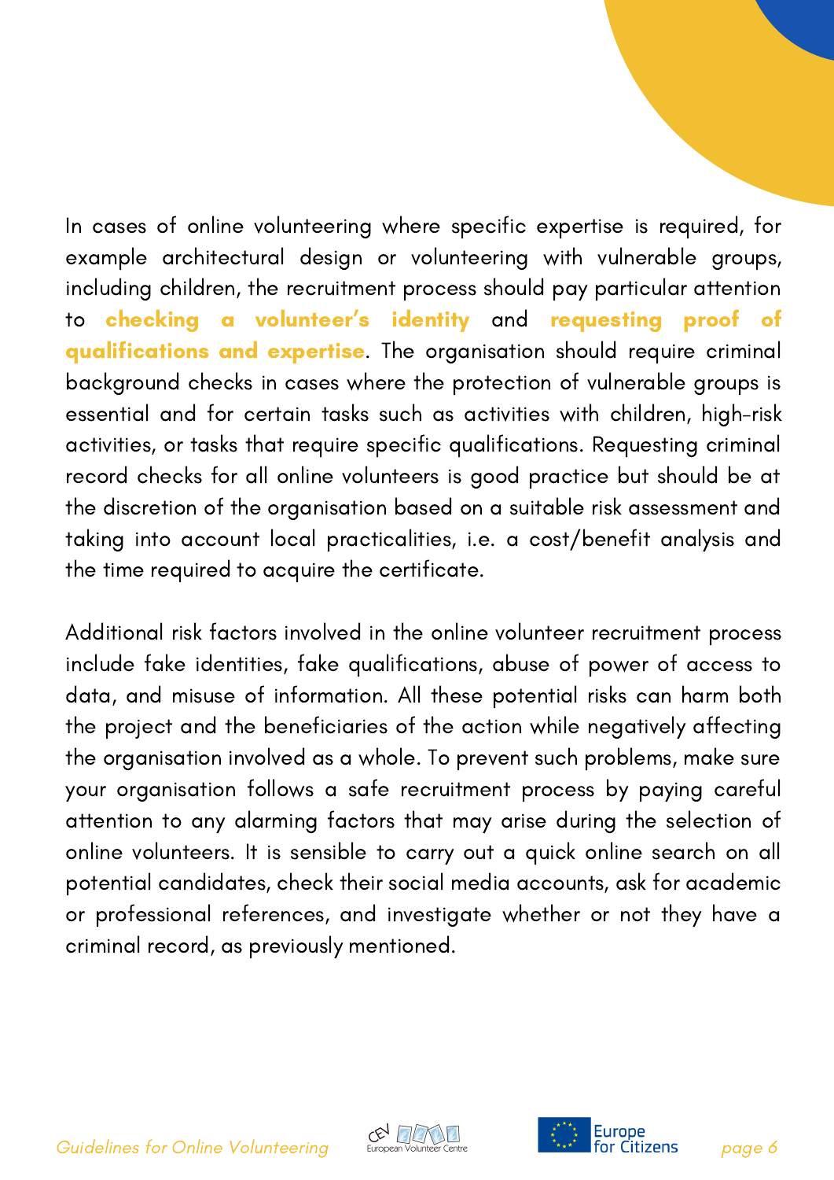In cases of online volunteering where specific expertise is required, for example architectural design or volunteering with vulnerable groups, including children, the recruitment process should pay particular attention to **checking a volunteer's identity** and **requesting proof of qualifications and expertise**. The organisation should require criminal background checks in cases where the protection of vulnerable groups is essential and for certain tasks such as activities with children, high-risk activities, or tasks that require specific qualifications. Requesting criminal record checks for all online volunteers is good practice but should be at the discretion of the organisation based on a suitable risk assessment and taking into account local practicalities, i.e. a cost/benefit analysis and the time required to acquire the certificate.

Additional risk factors involved in the online volunteer recruitment process include fake identities, fake qualifications, abuse of power of access to data, and misuse of information. All these potential risks can harm both the project and the beneficiaries of the action while negatively affecting the organisation involved as a whole. To prevent such problems, make sure your organisation follows a safe recruitment process by paying careful attention to any alarming factors that may arise during the selection of online volunteers. It is sensible to carry out a quick online search on all potential candidates, check their social media accounts, ask for academic or professional references, and investigate whether or not they have a criminal record, as previously mentioned.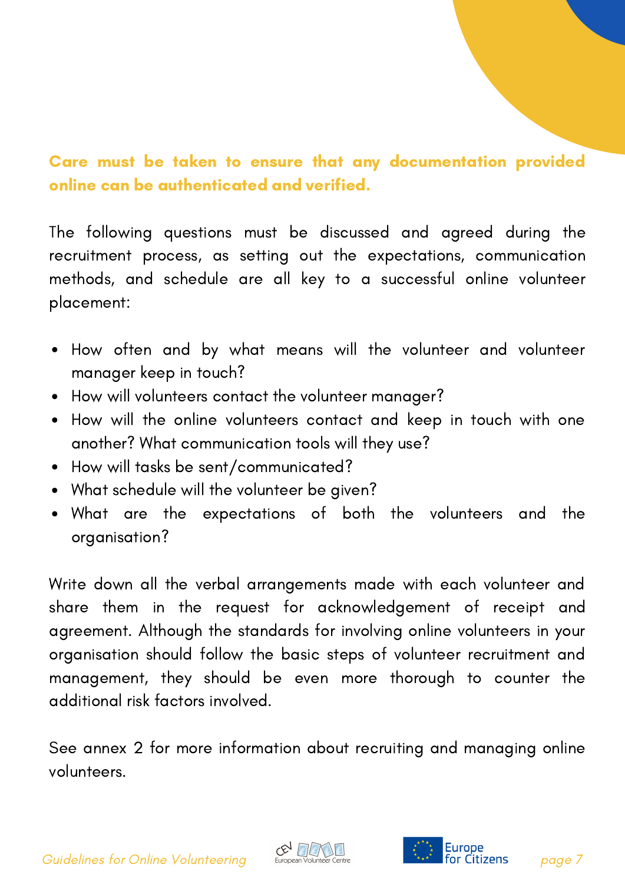**Care must be taken to ensure that any documentation provided online can be authenticated and verified.**

The following questions must be discussed and agreed during the recruitment process, as setting out the expectations, communication methods, and schedule are all key to a successful online volunteer placement:

- How often and by what means will the volunteer and volunteer manager keep in touch?
- How will volunteers contact the volunteer manager?
- How will the online volunteers contact and keep in touch with one another? What communication tools will they use?
- How will tasks be sent/communicated?
- What schedule will the volunteer be given?
- What are the expectations of both the volunteers and the organisation?

Write down all the verbal arrangements made with each volunteer and share them in the request for acknowledgement of receipt and agreement. Although the standards for involving online volunteers in your organisation should follow the basic steps of volunteer recruitment and management, they should be even more thorough to counter the additional risk factors involved.

See annex 2 for more information about recruiting and managing online volunteers.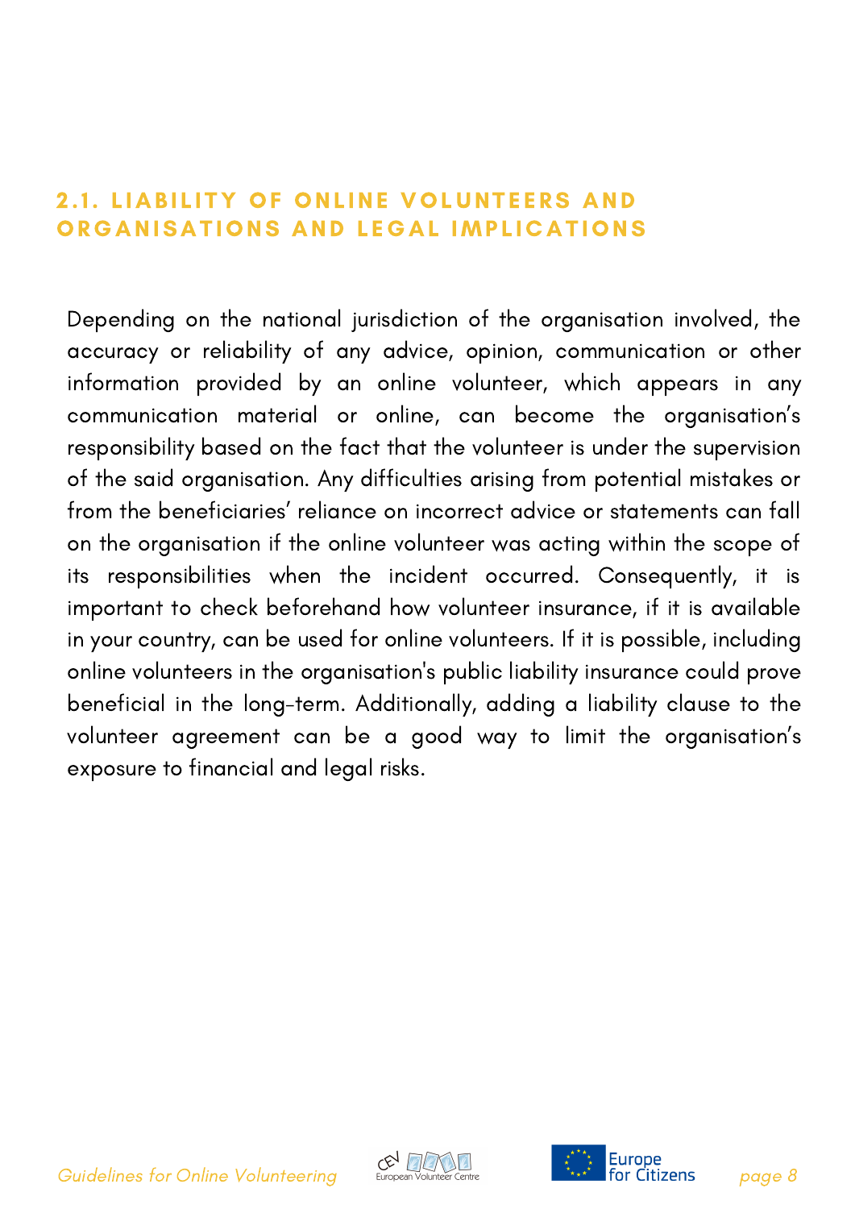## 2.1. LIABILITY OF ONLINE VOLUNTEERS AND ORGANISATIONS AND LEGAL IMPLICATIONS

Depending on the national jurisdiction of the organisation involved, the accuracy or reliability of any advice, opinion, communication or other information provided by an online volunteer, which appears in any communication material or online, can become the organisation's responsibility based on the fact that the volunteer is under the supervision of the said organisation. Any difficulties arising from potential mistakes or from the beneficiaries' reliance on incorrect advice or statements can fall on the organisation if the online volunteer was acting within the scope of its responsibilities when the incident occurred. Consequently, it is important to check beforehand how volunteer insurance, if it is available in your country, can be used for online volunteers. If it is possible, including online volunteers in the organisation's public liability insurance could prove beneficial in the long-term. Additionally, adding a liability clause to the volunteer agreement can be a good way to limit the organisation's exposure to financial and legal risks.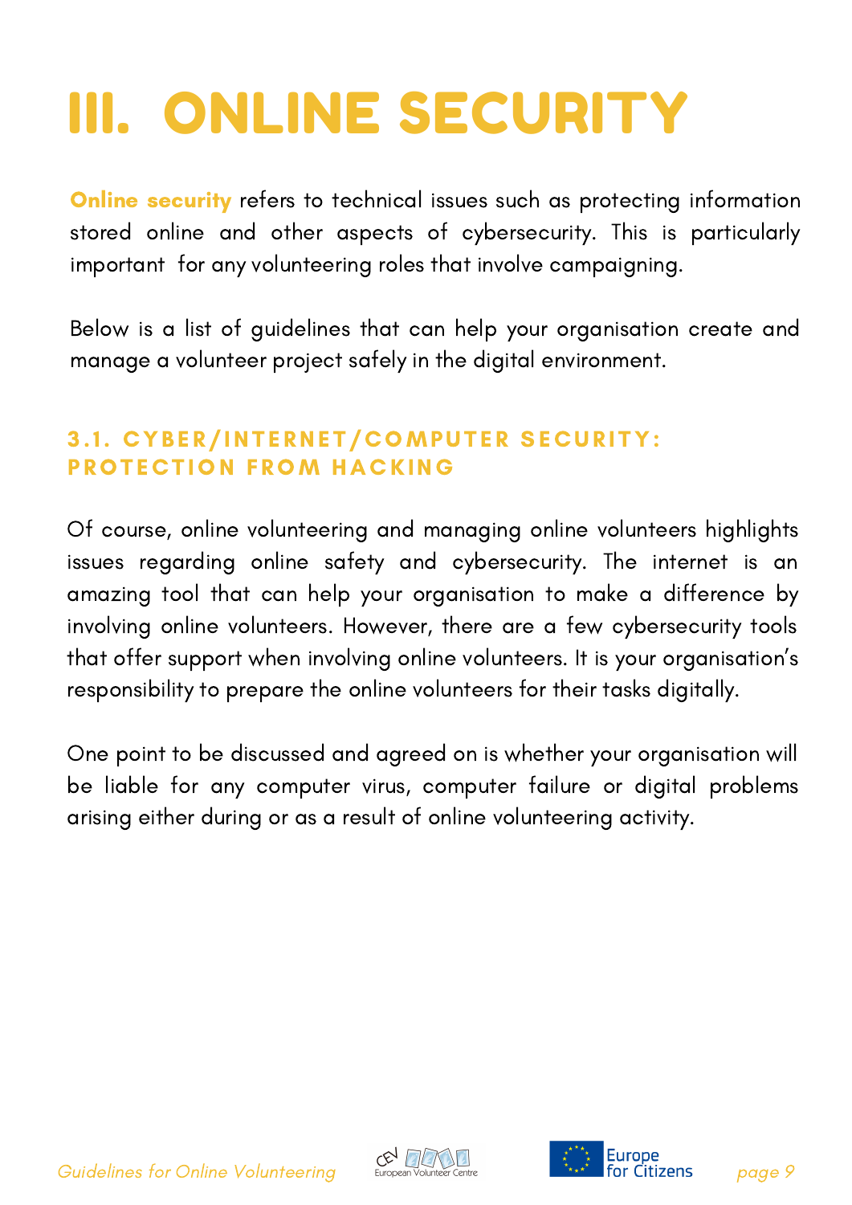# III. ONLINE SECURITY

**Online security** refers to technical issues such as protecting information stored online and other aspects of cybersecurity. This is particularly important for any volunteering roles that involve campaigning.

Below is a list of guidelines that can help your organisation create and manage a volunteer project safely in the digital environment.

### 3.1. CYBER/INTERNET/COMPUTER SECURITY: PROTECTION FROM HACKING

Of course, online volunteering and managing online volunteers highlights issues regarding online safety and cybersecurity. The internet is an amazing tool that can help your organisation to make a difference by involving online volunteers. However, there are a few cybersecurity tools that offer support when involving online volunteers. It is your organisation's responsibility to prepare the online volunteers for their tasks digitally.

One point to be discussed and agreed on is whether your organisation will be liable for any computer virus, computer failure or digital problems arising either during or as a result of online volunteering activity.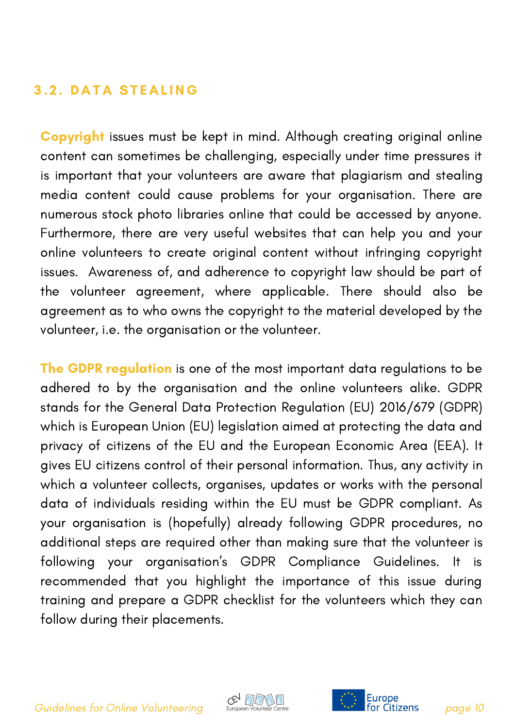### 3.2. DATA STEALING

**Copyright** issues must be kept in mind. Although creating original online content can sometimes be challenging, especially under time pressures it is important that your volunteers are aware that plagiarism and stealing media content could cause problems for your organisation. There are numerous stock photo libraries online that could be accessed by anyone. Furthermore, there are very useful websites that can help you and your online volunteers to create original content without infringing copyright issues. Awareness of, and adherence to copyright law should be part of the volunteer agreement, where applicable. There should also be agreement as to who owns the copyright to the material developed by the volunteer, i.e. the organisation or the volunteer.

**The GDPR regulation** is one of the most important data regulations to be adhered to by the organisation and the online volunteers alike. GDPR stands for the General Data Protection Regulation (EU) 2016/679 (GDPR) which is European Union (EU) legislation aimed at protecting the data and privacy of citizens of the EU and the European Economic Area (EEA). It gives EU citizens control of their personal information. Thus, any activity in which a volunteer collects, organises, updates or works with the personal data of individuals residing within the EU must be GDPR compliant. As your organisation is (hopefully) already following GDPR procedures, no additional steps are required other than making sure that the volunteer is following your organisation's GDPR Compliance Guidelines. It is recommended that you highlight the importance of this issue during training and prepare a GDPR checklist for the volunteers which they can follow during their placements.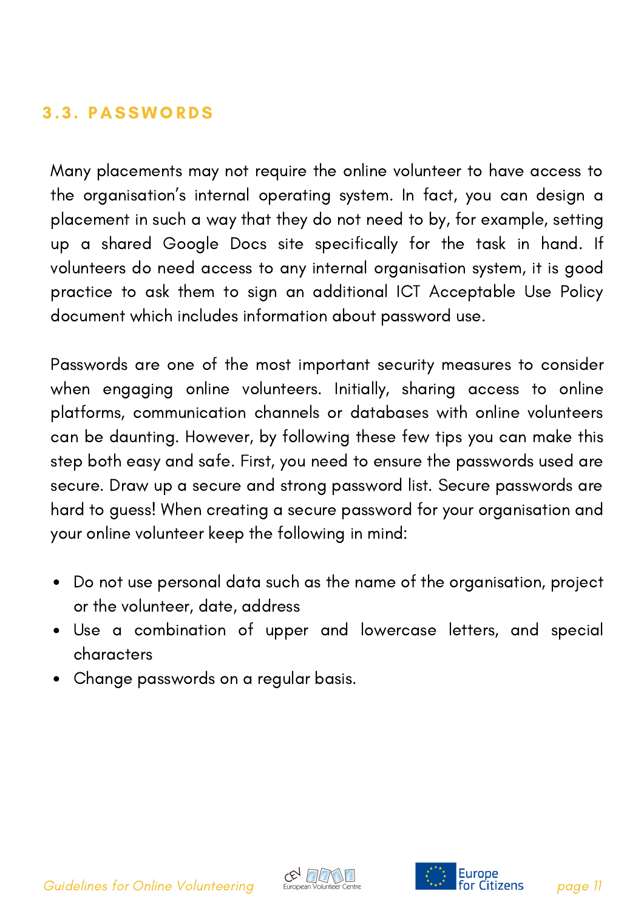## 3.3. PASSWORDS

Many placements may not require the online volunteer to have access to the organisation's internal operating system. In fact, you can design a placement in such a way that they do not need to by, for example, setting up a shared Google Docs site specifically for the task in hand. If volunteers do need access to any internal organisation system, it is good practice to ask them to sign an additional ICT Acceptable Use Policy document which includes information about password use.

Passwords are one of the most important security measures to consider when engaging online volunteers. Initially, sharing access to online platforms, communication channels or databases with online volunteers can be daunting. However, by following these few tips you can make this step both easy and safe. First, you need to ensure the passwords used are secure. Draw up a secure and strong password list. Secure passwords are hard to guess! When creating a secure password for your organisation and your online volunteer keep the following in mind:

- Do not use personal data such as the name of the organisation, project or the volunteer, date, address
- Use a combination of upper and lowercase letters, and special characters
- Change passwords on a regular basis.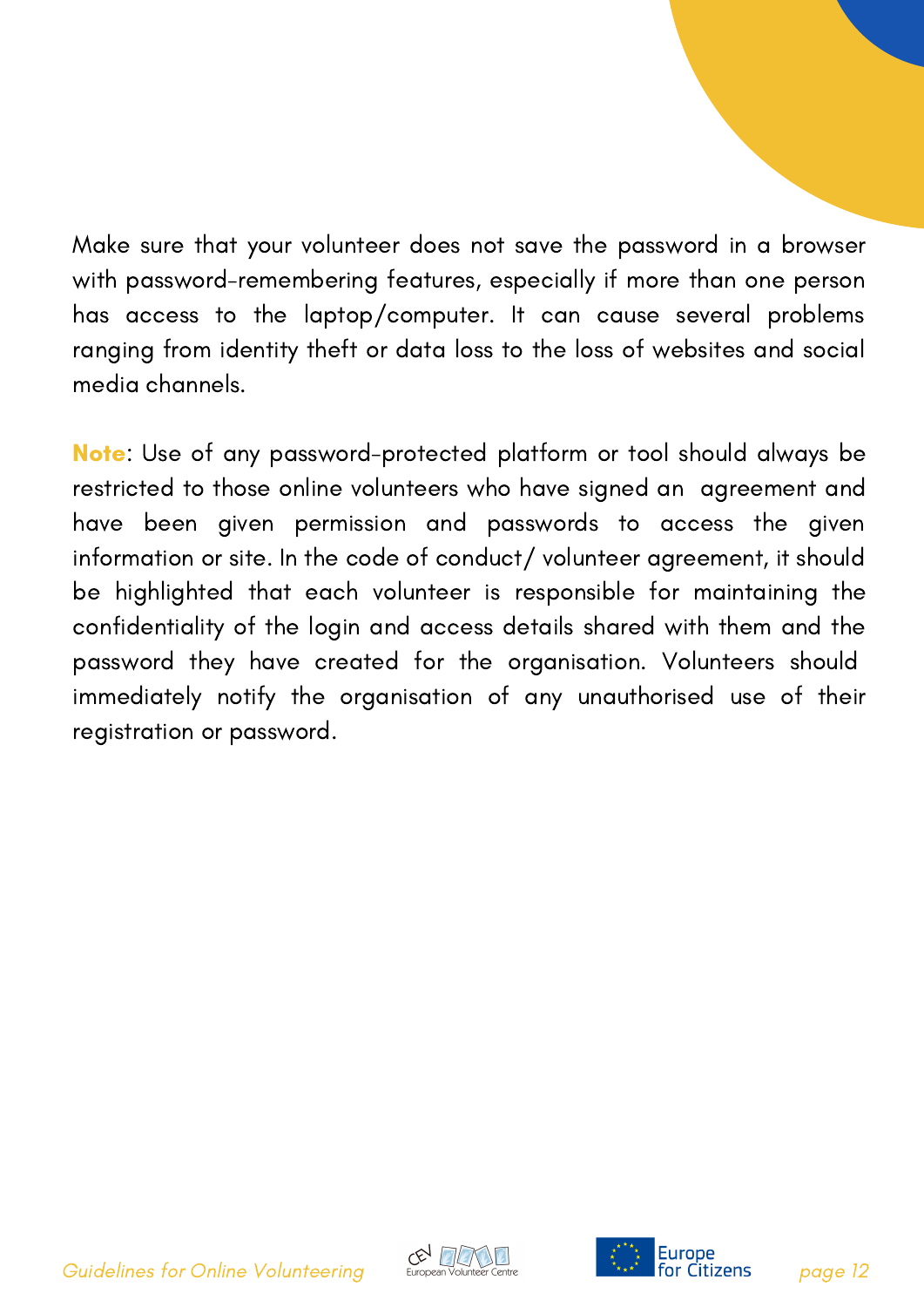Make sure that your volunteer does not save the password in a browser with password-remembering features, especially if more than one person has access to the laptop/computer. It can cause several problems ranging from identity theft or data loss to the loss of websites and social media channels.

**Note**: Use of any password-protected platform or tool should always be restricted to those online volunteers who have signed an agreement and have been given permission and passwords to access the given information or site. In the code of conduct/ volunteer agreement, it should be highlighted that each volunteer is responsible for maintaining the confidentiality of the login and access details shared with them and the password they have created for the organisation. Volunteers should immediately notify the organisation of any unauthorised use of their registration or password.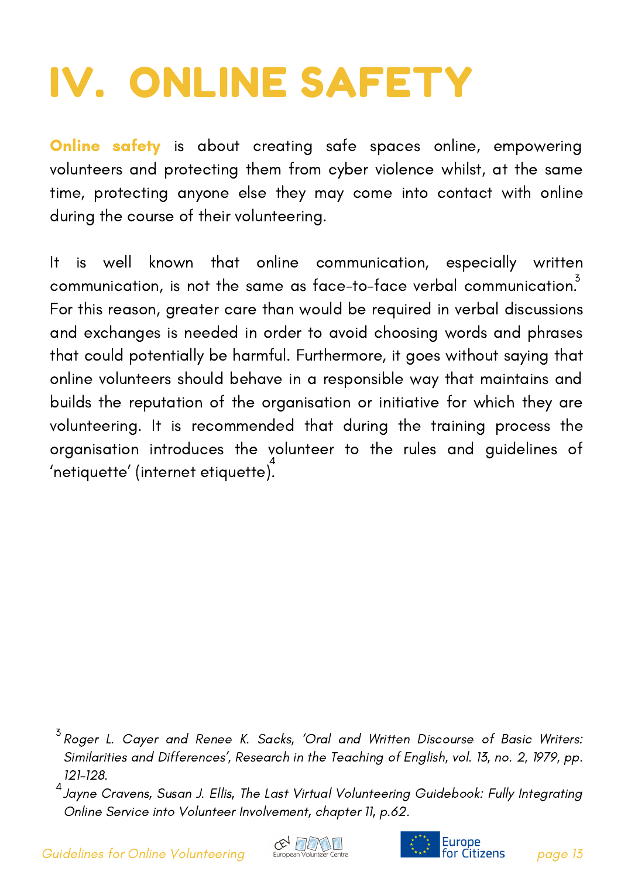# IV. ONLINE SAFETY

**Online safety** is about creating safe spaces online, empowering volunteers and protecting them from cyber violence whilst, at the same time, protecting anyone else they may come into contact with online during the course of their volunteering.

It is well known that online communication, especially written communication, is not the same as face-to-face verbal communication.[3] For this reason, greater care than would be required in verbal discussions and exchanges is needed in order to avoid choosing words and phrases that could potentially be harmful. Furthermore, it goes without saying that online volunteers should behave in a responsible way that maintains and builds the reputation of the organisation or initiative for which they are volunteering. It is recommended that during the training process the organisation introduces the volunteer to the rules and guidelines of 'netiquette' (internet etiquette).[4]

[3] *Roger L. Cayer and Renee K. Sacks, 'Oral and Written Discourse of Basic Writers: Similarities and Differences', Research in the Teaching of English, vol. 13, no. 2, 1979, pp. 121-128.*

[4] *Jayne Cravens, Susan J. Ellis, The Last Virtual Volunteering Guidebook: Fully Integrating Online Service into Volunteer Involvement, chapter 11, p.62.*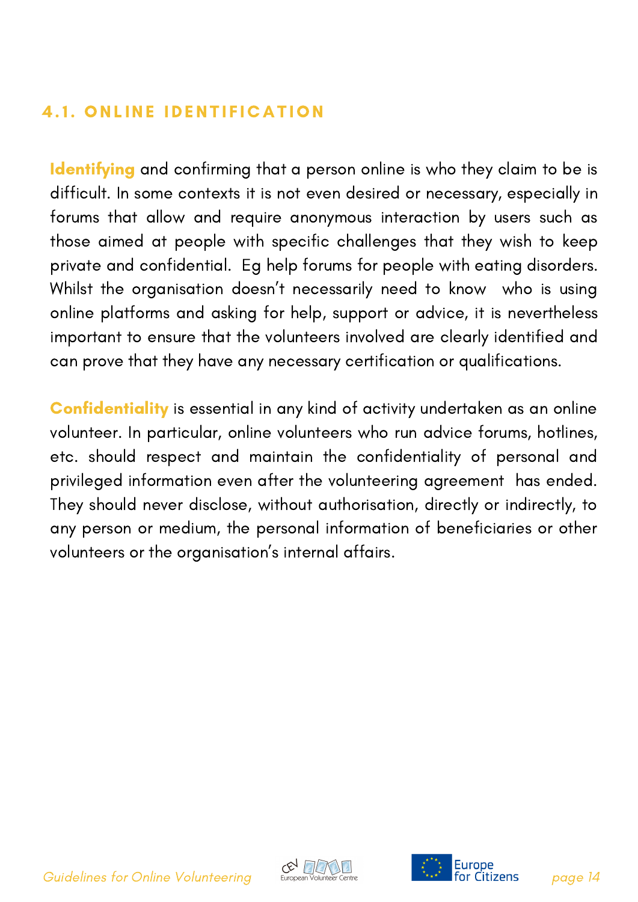### 4.1. ONLINE IDENTIFICATION

**Identifying** and confirming that a person online is who they claim to be is difficult. In some contexts it is not even desired or necessary, especially in forums that allow and require anonymous interaction by users such as those aimed at people with specific challenges that they wish to keep private and confidential. Eg help forums for people with eating disorders. Whilst the organisation doesn't necessarily need to know who is using online platforms and asking for help, support or advice, it is nevertheless important to ensure that the volunteers involved are clearly identified and can prove that they have any necessary certification or qualifications.

**Confidentiality** is essential in any kind of activity undertaken as an online volunteer. In particular, online volunteers who run advice forums, hotlines, etc. should respect and maintain the confidentiality of personal and privileged information even after the volunteering agreement has ended. They should never disclose, without authorisation, directly or indirectly, to any person or medium, the personal information of beneficiaries or other volunteers or the organisation's internal affairs.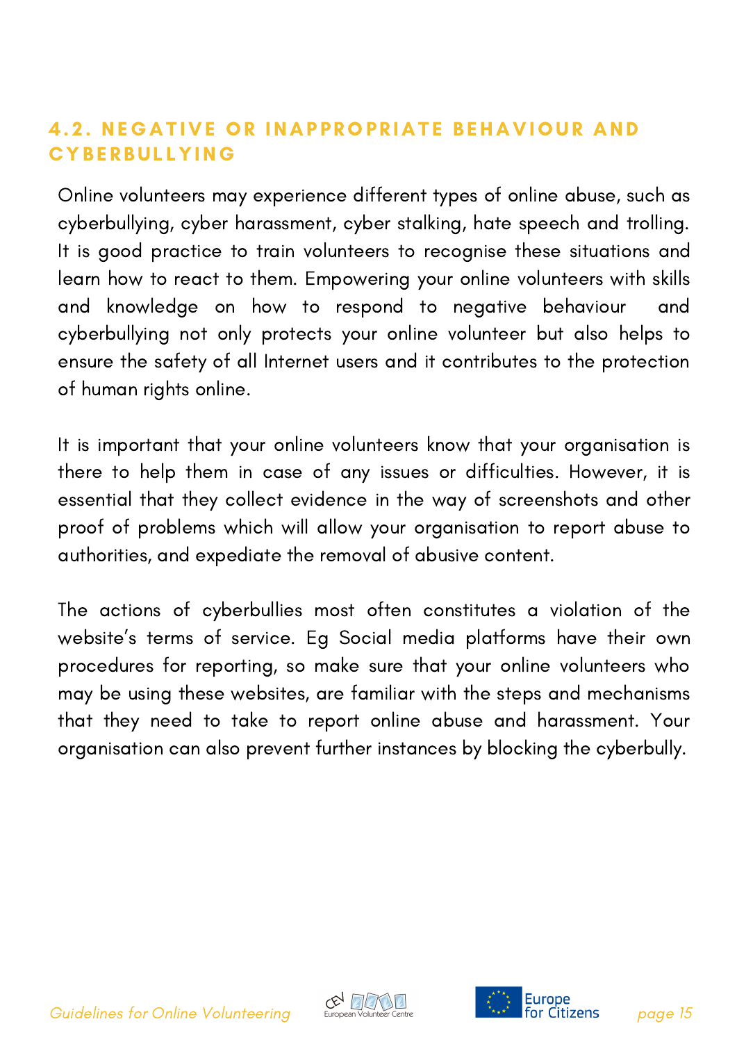## 4.2. NEGATIVE OR INAPPROPRIATE BEHAVIOUR AND CYBERBULLYING

Online volunteers may experience different types of online abuse, such as cyberbullying, cyber harassment, cyber stalking, hate speech and trolling. It is good practice to train volunteers to recognise these situations and learn how to react to them. Empowering your online volunteers with skills and knowledge on how to respond to negative behaviour and cyberbullying not only protects your online volunteer but also helps to ensure the safety of all Internet users and it contributes to the protection of human rights online.

It is important that your online volunteers know that your organisation is there to help them in case of any issues or difficulties. However, it is essential that they collect evidence in the way of screenshots and other proof of problems which will allow your organisation to report abuse to authorities, and expediate the removal of abusive content.

The actions of cyberbullies most often constitutes a violation of the website's terms of service. Eg Social media platforms have their own procedures for reporting, so make sure that your online volunteers who may be using these websites, are familiar with the steps and mechanisms that they need to take to report online abuse and harassment. Your organisation can also prevent further instances by blocking the cyberbully.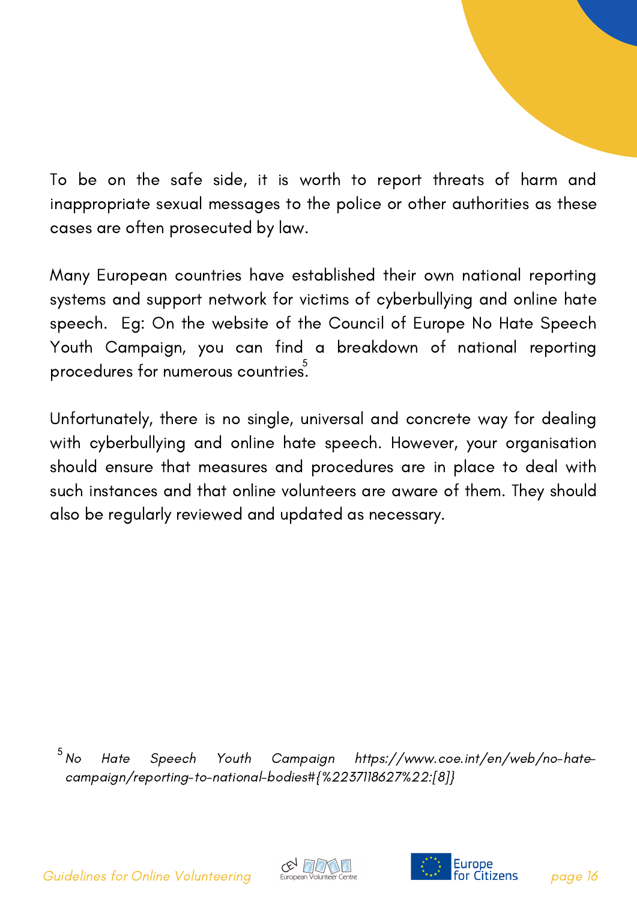To be on the safe side, it is worth to report threats of harm and inappropriate sexual messages to the police or other authorities as these cases are often prosecuted by law.

Many European countries have established their own national reporting systems and support network for victims of cyberbullying and online hate speech. Eg: On the website of the Council of Europe No Hate Speech Youth Campaign, you can find a breakdown of national reporting procedures for numerous countries.[5]

Unfortunately, there is no single, universal and concrete way for dealing with cyberbullying and online hate speech. However, your organisation should ensure that measures and procedures are in place to deal with such instances and that online volunteers are aware of them. They should also be regularly reviewed and updated as necessary.

[5] *No Hate Speech Youth Campaign https://www.coe.int/en/web/no-hate-campaign/reporting-to-national-bodies#{%2237118627%22:[8]}*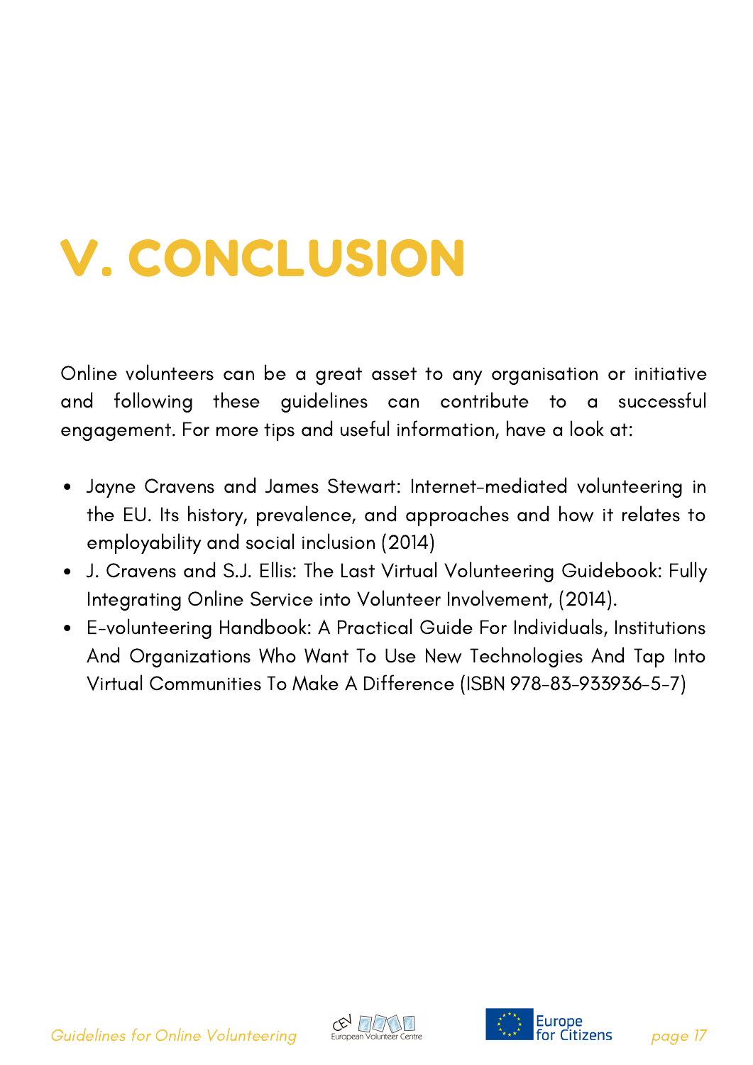# V. CONCLUSION

Online volunteers can be a great asset to any organisation or initiative and following these guidelines can contribute to a successful engagement. For more tips and useful information, have a look at:

- Jayne Cravens and James Stewart: Internet-mediated volunteering in the EU. Its history, prevalence, and approaches and how it relates to employability and social inclusion (2014)
- J. Cravens and S.J. Ellis: The Last Virtual Volunteering Guidebook: Fully Integrating Online Service into Volunteer Involvement, (2014).
- E-volunteering Handbook: A Practical Guide For Individuals, Institutions And Organizations Who Want To Use New Technologies And Tap Into Virtual Communities To Make A Difference (ISBN 978-83-933936-5-7)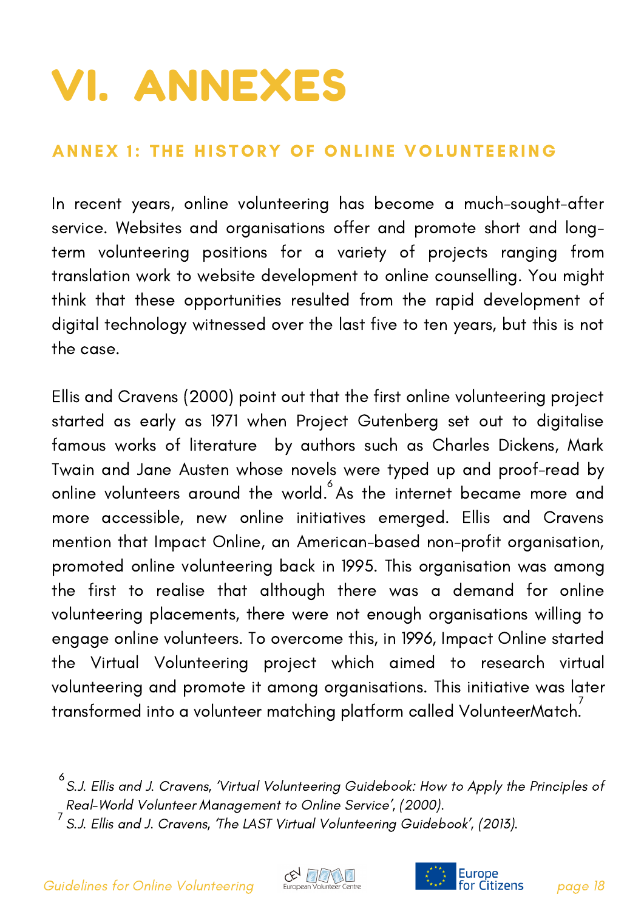# VI. ANNEXES

## ANNEX 1: THE HISTORY OF ONLINE VOLUNTEERING

In recent years, online volunteering has become a much-sought-after service. Websites and organisations offer and promote short and long-term volunteering positions for a variety of projects ranging from translation work to website development to online counselling. You might think that these opportunities resulted from the rapid development of digital technology witnessed over the last five to ten years, but this is not the case.

Ellis and Cravens (2000) point out that the first online volunteering project started as early as 1971 when Project Gutenberg set out to digitalise famous works of literature by authors such as Charles Dickens, Mark Twain and Jane Austen whose novels were typed up and proof-read by online volunteers around the world.[6] As the internet became more and more accessible, new online initiatives emerged. Ellis and Cravens mention that Impact Online, an American-based non-profit organisation, promoted online volunteering back in 1995. This organisation was among the first to realise that although there was a demand for online volunteering placements, there were not enough organisations willing to engage online volunteers. To overcome this, in 1996, Impact Online started the Virtual Volunteering project which aimed to research virtual volunteering and promote it among organisations. This initiative was later transformed into a volunteer matching platform called VolunteerMatch.[7]

[6] *S.J. Ellis and J. Cravens, 'Virtual Volunteering Guidebook: How to Apply the Principles of Real-World Volunteer Management to Online Service', (2000).*

[7] *S.J. Ellis and J. Cravens, 'The LAST Virtual Volunteering Guidebook', (2013).*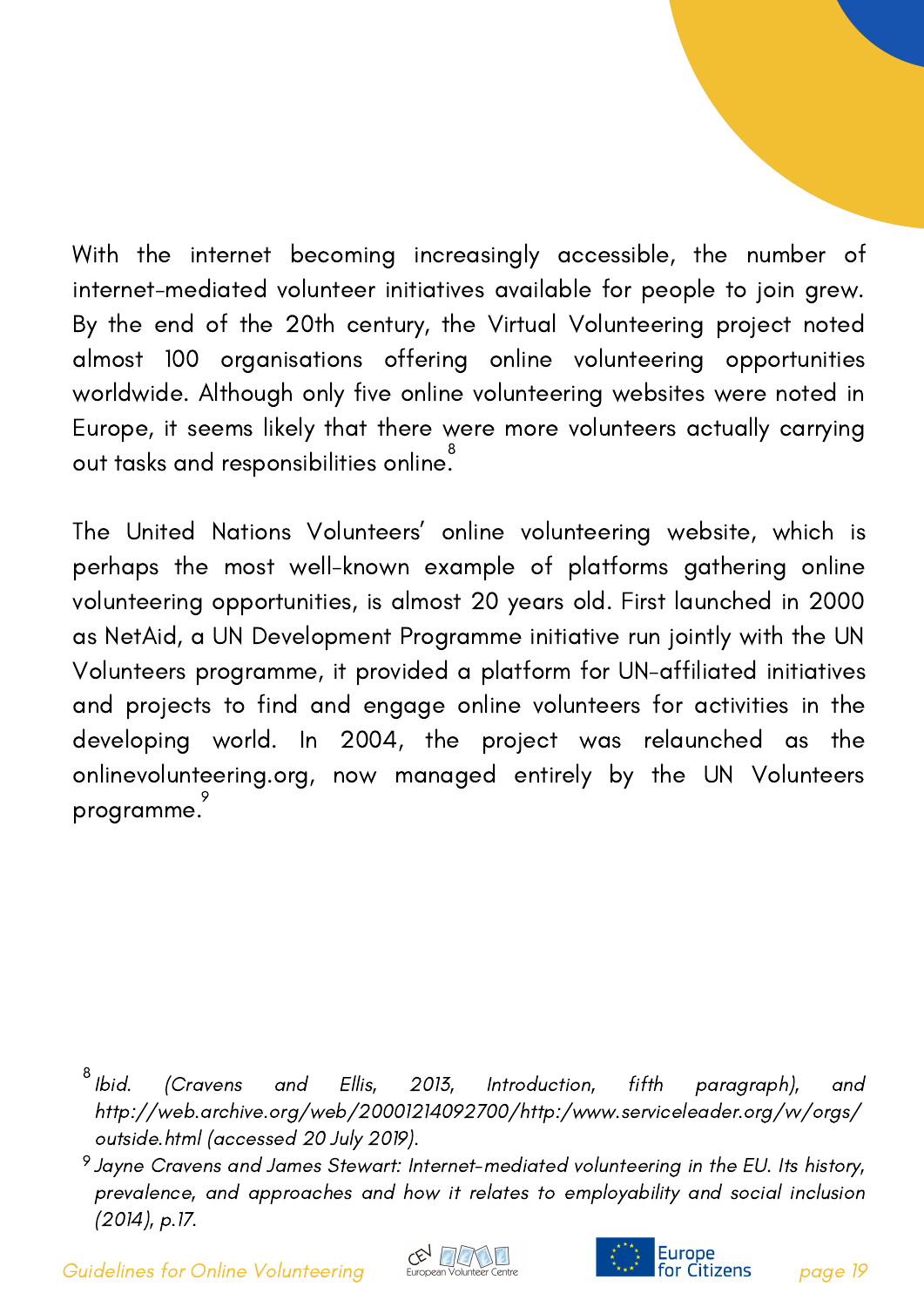With the internet becoming increasingly accessible, the number of internet-mediated volunteer initiatives available for people to join grew. By the end of the 20th century, the Virtual Volunteering project noted almost 100 organisations offering online volunteering opportunities worldwide. Although only five online volunteering websites were noted in Europe, it seems likely that there were more volunteers actually carrying out tasks and responsibilities online.[8]

The United Nations Volunteers' online volunteering website, which is perhaps the most well-known example of platforms gathering online volunteering opportunities, is almost 20 years old. First launched in 2000 as NetAid, a UN Development Programme initiative run jointly with the UN Volunteers programme, it provided a platform for UN-affiliated initiatives and projects to find and engage online volunteers for activities in the developing world. In 2004, the project was relaunched as the onlinevolunteering.org, now managed entirely by the UN Volunteers programme.[9]

[8] *Ibid. (Cravens and Ellis, 2013, Introduction, fifth paragraph), and http://web.archive.org/web/20001214092700/http:/www.serviceleader.org/vv/orgs/outside.html (accessed 20 July 2019).*

[9] *Jayne Cravens and James Stewart: Internet-mediated volunteering in the EU. Its history, prevalence, and approaches and how it relates to employability and social inclusion (2014), p.17.*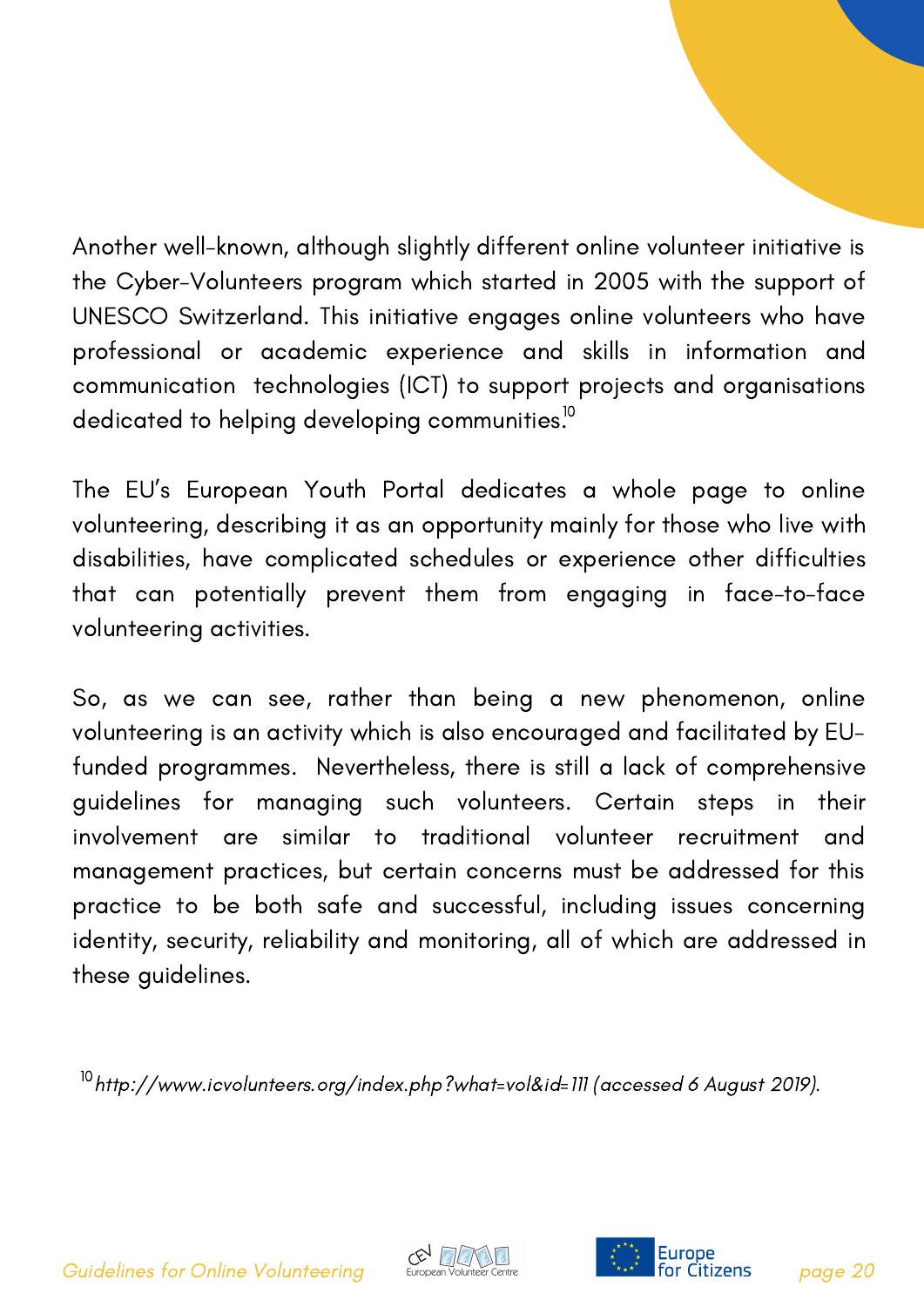Another well-known, although slightly different online volunteer initiative is the Cyber-Volunteers program which started in 2005 with the support of UNESCO Switzerland. This initiative engages online volunteers who have professional or academic experience and skills in information and communication technologies (ICT) to support projects and organisations dedicated to helping developing communities.[10]

The EU's European Youth Portal dedicates a whole page to online volunteering, describing it as an opportunity mainly for those who live with disabilities, have complicated schedules or experience other difficulties that can potentially prevent them from engaging in face-to-face volunteering activities.

So, as we can see, rather than being a new phenomenon, online volunteering is an activity which is also encouraged and facilitated by EU-funded programmes. Nevertheless, there is still a lack of comprehensive guidelines for managing such volunteers. Certain steps in their involvement are similar to traditional volunteer recruitment and management practices, but certain concerns must be addressed for this practice to be both safe and successful, including issues concerning identity, security, reliability and monitoring, all of which are addressed in these guidelines.

[10] *http://www.icvolunteers.org/index.php?what=vol&id=111 (accessed 6 August 2019).*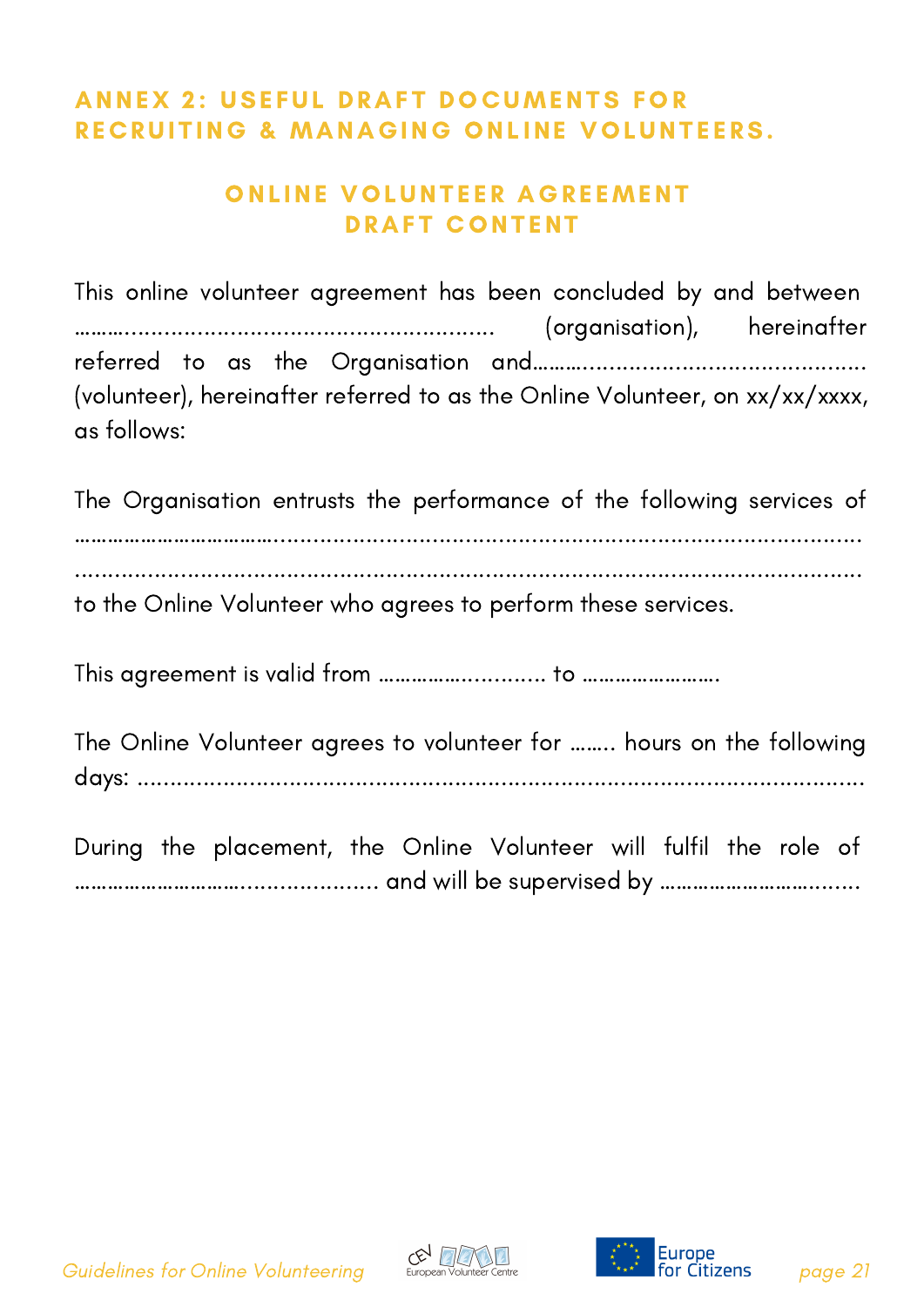## ANNEX 2: USEFUL DRAFT DOCUMENTS FOR RECRUITING & MANAGING ONLINE VOLUNTEERS.

### ONLINE VOLUNTEER AGREEMENT DRAFT CONTENT

This online volunteer agreement has been concluded by and between ……….......................................................... (organisation), hereinafter referred to as the Organisation and………............................................ (volunteer), hereinafter referred to as the Online Volunteer, on xx/xx/xxxx, as follows:

The Organisation entrusts the performance of the following services of ………………………………….......................................................................................... ............................................................................................................................ to the Online Volunteer who agrees to perform these services.

This agreement is valid from …………….............. to …………………….

The Online Volunteer agrees to volunteer for …….. hours on the following days: ..........................................................................................................

During the placement, the Online Volunteer will fulfil the role of …………………………..................... and will be supervised by ……………………….......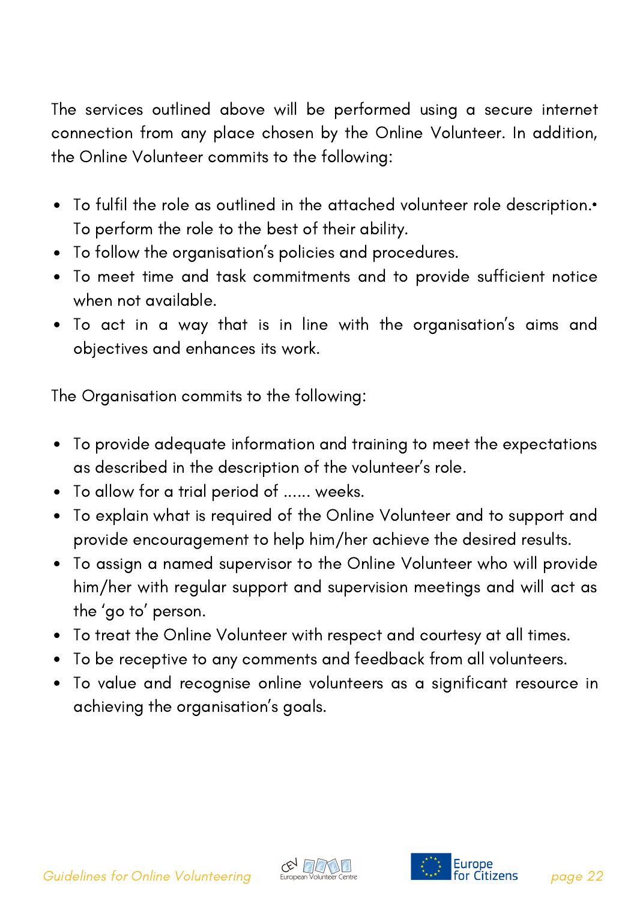The services outlined above will be performed using a secure internet connection from any place chosen by the Online Volunteer. In addition, the Online Volunteer commits to the following:

- To fulfil the role as outlined in the attached volunteer role description.• To perform the role to the best of their ability.
- To follow the organisation's policies and procedures.
- To meet time and task commitments and to provide sufficient notice when not available.
- To act in a way that is in line with the organisation's aims and objectives and enhances its work.

The Organisation commits to the following:

- To provide adequate information and training to meet the expectations as described in the description of the volunteer's role.
- To allow for a trial period of ...... weeks.
- To explain what is required of the Online Volunteer and to support and provide encouragement to help him/her achieve the desired results.
- To assign a named supervisor to the Online Volunteer who will provide him/her with regular support and supervision meetings and will act as the 'go to' person.
- To treat the Online Volunteer with respect and courtesy at all times.
- To be receptive to any comments and feedback from all volunteers.
- To value and recognise online volunteers as a significant resource in achieving the organisation's goals.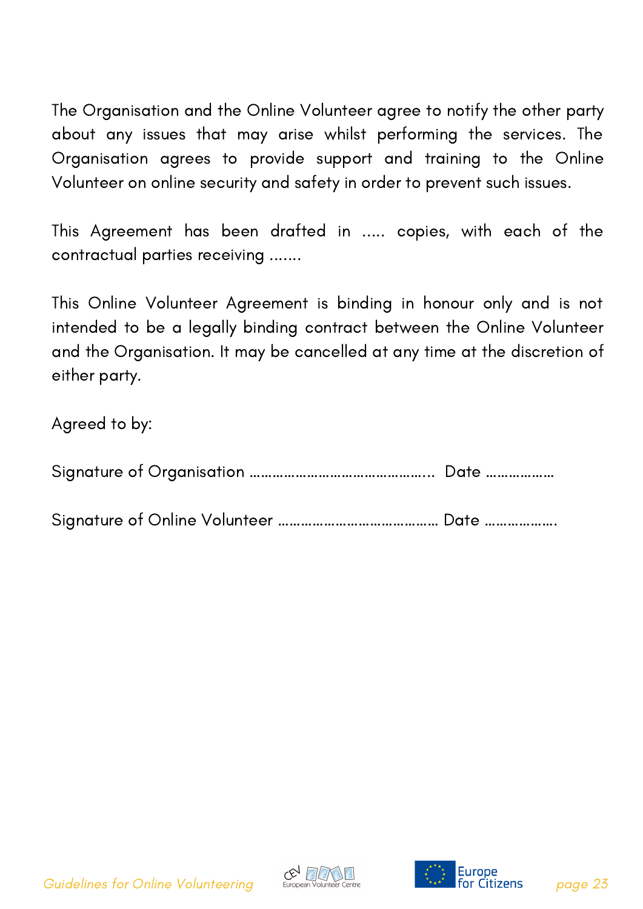The Organisation and the Online Volunteer agree to notify the other party about any issues that may arise whilst performing the services. The Organisation agrees to provide support and training to the Online Volunteer on online security and safety in order to prevent such issues.

This Agreement has been drafted in ..... copies, with each of the contractual parties receiving .......

This Online Volunteer Agreement is binding in honour only and is not intended to be a legally binding contract between the Online Volunteer and the Organisation. It may be cancelled at any time at the discretion of either party.

Agreed to by:

Signature of Organisation ……………………………………….. Date ………………

Signature of Online Volunteer …………………………………… Date ……………….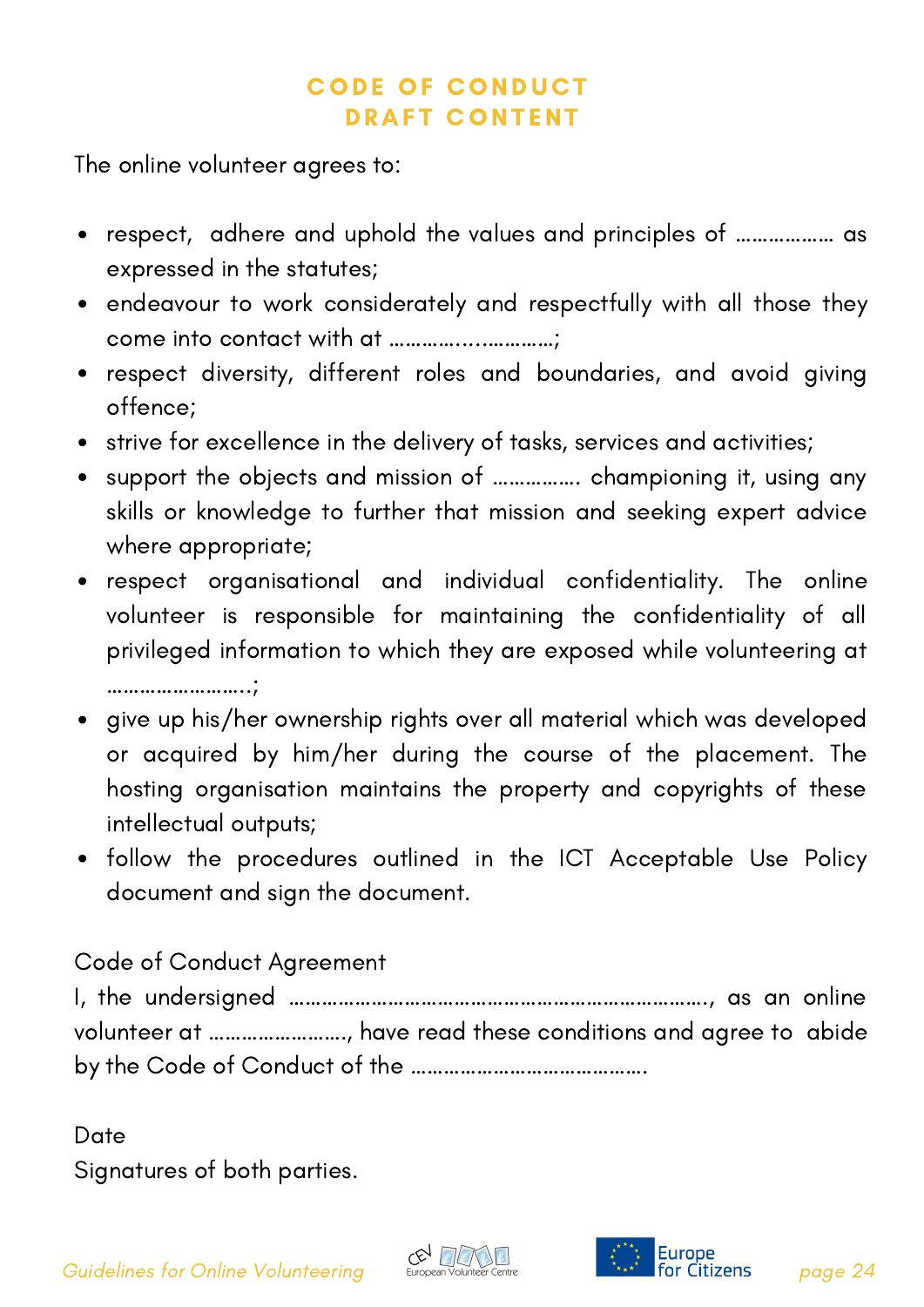# CODE OF CONDUCT
# DRAFT CONTENT

The online volunteer agrees to:

- respect, adhere and uphold the values and principles of ……………… as expressed in the statutes;
- endeavour to work considerately and respectfully with all those they come into contact with at ……………..…………;
- respect diversity, different roles and boundaries, and avoid giving offence;
- strive for excellence in the delivery of tasks, services and activities;
- support the objects and mission of ……………. championing it, using any skills or knowledge to further that mission and seeking expert advice where appropriate;
- respect organisational and individual confidentiality. The online volunteer is responsible for maintaining the confidentiality of all privileged information to which they are exposed while volunteering at ……………………..;
- give up his/her ownership rights over all material which was developed or acquired by him/her during the course of the placement. The hosting organisation maintains the property and copyrights of these intellectual outputs;
- follow the procedures outlined in the ICT Acceptable Use Policy document and sign the document.

Code of Conduct Agreement

I, the undersigned ………………………………………………………………., as an online volunteer at ……………………, have read these conditions and agree to abide by the Code of Conduct of the …………………………………….

Date

Signatures of both parties.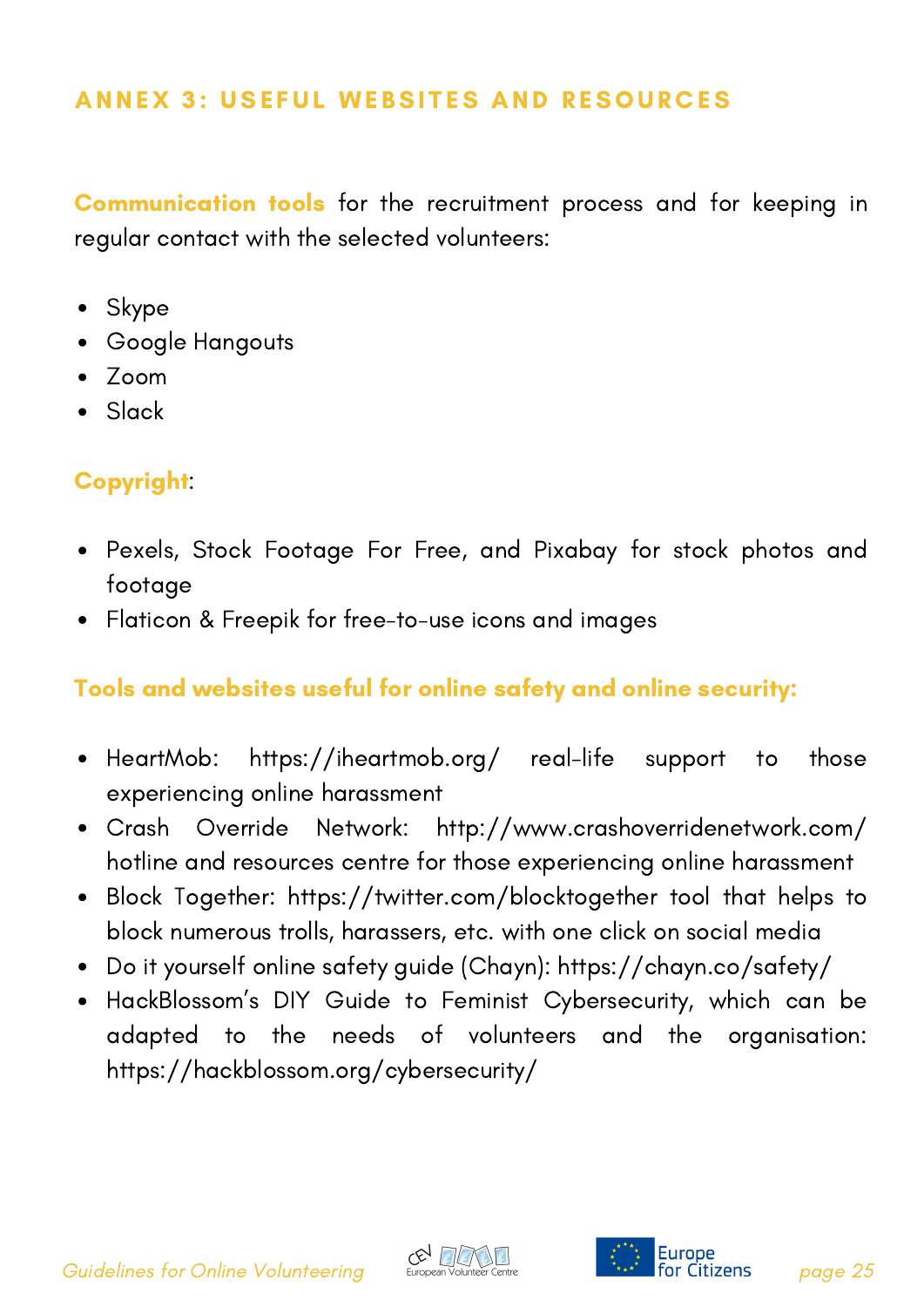## ANNEX 3: USEFUL WEBSITES AND RESOURCES

**Communication tools** for the recruitment process and for keeping in regular contact with the selected volunteers:

- Skype
- Google Hangouts
- Zoom
- Slack

**Copyright**:

- Pexels, Stock Footage For Free, and Pixabay for stock photos and footage
- Flaticon & Freepik for free-to-use icons and images

**Tools and websites useful for online safety and online security:**

- HeartMob: https://iheartmob.org/ real-life support to those experiencing online harassment
- Crash Override Network: http://www.crashoverridenetwork.com/ hotline and resources centre for those experiencing online harassment
- Block Together: https://twitter.com/blocktogether tool that helps to block numerous trolls, harassers, etc. with one click on social media
- Do it yourself online safety guide (Chayn): https://chayn.co/safety/
- HackBlossom's DIY Guide to Feminist Cybersecurity, which can be adapted to the needs of volunteers and the organisation: https://hackblossom.org/cybersecurity/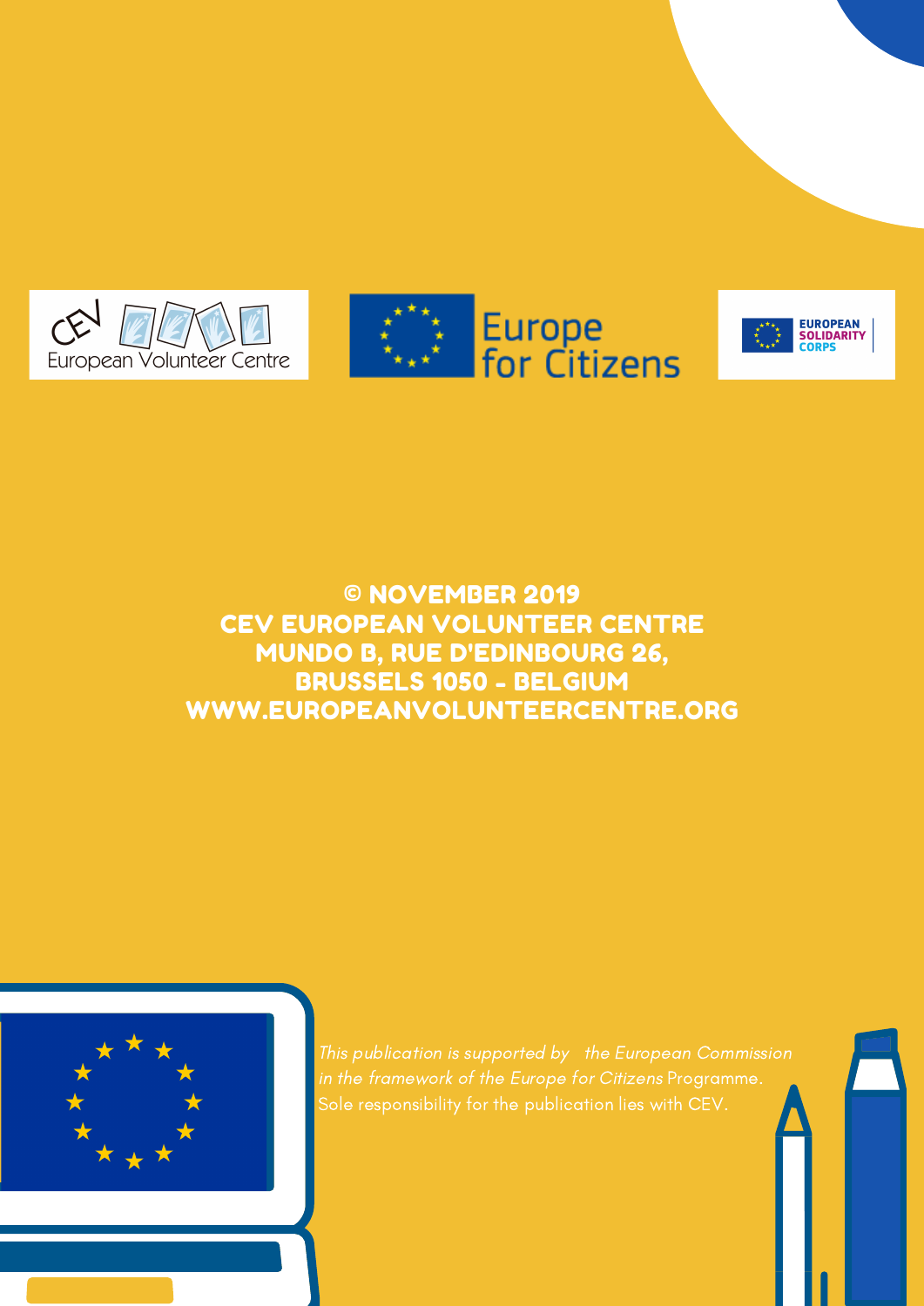© NOVEMBER 2019
CEV EUROPEAN VOLUNTEER CENTRE
MUNDO B, RUE D'EDINBOURG 26,
BRUSSELS 1050 - BELGIUM
WWW.EUROPEANVOLUNTEERCENTRE.ORG

*This publication is supported by the European Commission in the framework of the Europe for Citizens* Programme. Sole responsibility for the publication lies with CEV.